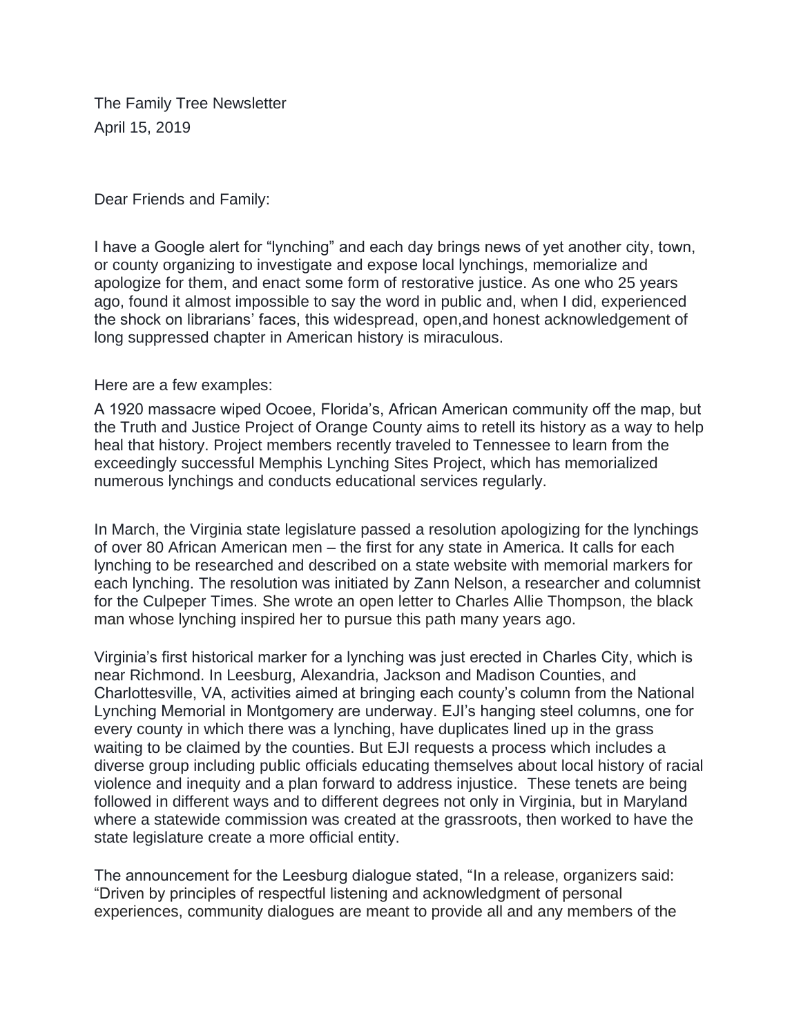The Family Tree Newsletter
April 15, 2019

Dear Friends and Family:

I have a Google alert for "lynching" and each day brings news of yet another city, town, or county organizing to investigate and expose local lynchings, memorialize and apologize for them, and enact some form of restorative justice. As one who 25 years ago, found it almost impossible to say the word in public and, when I did, experienced the shock on librarians' faces, this widespread, open,and honest acknowledgement of long suppressed chapter in American history is miraculous.

Here are a few examples:

A 1920 massacre wiped Ocoee, Florida's, African American community off the map, but the Truth and Justice Project of Orange County aims to retell its history as a way to help heal that history. Project members recently traveled to Tennessee to learn from the exceedingly successful Memphis Lynching Sites Project, which has memorialized numerous lynchings and conducts educational services regularly.

In March, the Virginia state legislature passed a resolution apologizing for the lynchings of over 80 African American men – the first for any state in America. It calls for each lynching to be researched and described on a state website with memorial markers for each lynching. The resolution was initiated by Zann Nelson, a researcher and columnist for the Culpeper Times. She wrote an open letter to Charles Allie Thompson, the black man whose lynching inspired her to pursue this path many years ago.

Virginia's first historical marker for a lynching was just erected in Charles City, which is near Richmond. In Leesburg, Alexandria, Jackson and Madison Counties, and Charlottesville, VA, activities aimed at bringing each county's column from the National Lynching Memorial in Montgomery are underway. EJI's hanging steel columns, one for every county in which there was a lynching, have duplicates lined up in the grass waiting to be claimed by the counties. But EJI requests a process which includes a diverse group including public officials educating themselves about local history of racial violence and inequity and a plan forward to address injustice. These tenets are being followed in different ways and to different degrees not only in Virginia, but in Maryland where a statewide commission was created at the grassroots, then worked to have the state legislature create a more official entity.

The announcement for the Leesburg dialogue stated, "In a release, organizers said: "Driven by principles of respectful listening and acknowledgment of personal experiences, community dialogues are meant to provide all and any members of the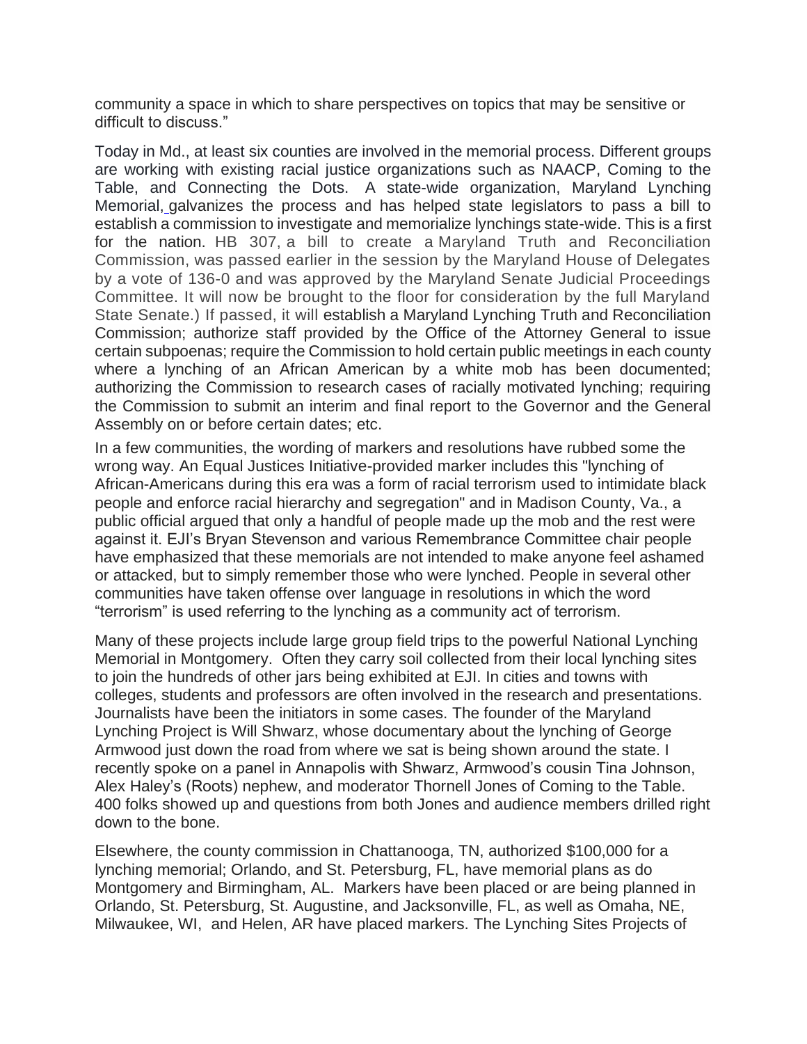community a space in which to share perspectives on topics that may be sensitive or difficult to discuss."

Today in Md., at least six counties are involved in the memorial process. Different groups are working with existing racial justice organizations such as NAACP, Coming to the Table, and Connecting the Dots. A state-wide organization, Maryland Lynching Memorial, galvanizes the process and has helped state legislators to pass a bill to establish a commission to investigate and memorialize lynchings state-wide. This is a first for the nation. HB 307, a bill to create a Maryland Truth and Reconciliation Commission, was passed earlier in the session by the Maryland House of Delegates by a vote of 136-0 and was approved by the Maryland Senate Judicial Proceedings Committee. It will now be brought to the floor for consideration by the full Maryland State Senate.) If passed, it will establish a Maryland Lynching Truth and Reconciliation Commission; authorize staff provided by the Office of the Attorney General to issue certain subpoenas; require the Commission to hold certain public meetings in each county where a lynching of an African American by a white mob has been documented; authorizing the Commission to research cases of racially motivated lynching; requiring the Commission to submit an interim and final report to the Governor and the General Assembly on or before certain dates; etc.

In a few communities, the wording of markers and resolutions have rubbed some the wrong way. An Equal Justices Initiative-provided marker includes this "lynching of African-Americans during this era was a form of racial terrorism used to intimidate black people and enforce racial hierarchy and segregation" and in Madison County, Va., a public official argued that only a handful of people made up the mob and the rest were against it. EJI's Bryan Stevenson and various Remembrance Committee chair people have emphasized that these memorials are not intended to make anyone feel ashamed or attacked, but to simply remember those who were lynched. People in several other communities have taken offense over language in resolutions in which the word "terrorism" is used referring to the lynching as a community act of terrorism.

Many of these projects include large group field trips to the powerful National Lynching Memorial in Montgomery. Often they carry soil collected from their local lynching sites to join the hundreds of other jars being exhibited at EJI. In cities and towns with colleges, students and professors are often involved in the research and presentations. Journalists have been the initiators in some cases. The founder of the Maryland Lynching Project is Will Shwarz, whose documentary about the lynching of George Armwood just down the road from where we sat is being shown around the state. I recently spoke on a panel in Annapolis with Shwarz, Armwood's cousin Tina Johnson, Alex Haley's (Roots) nephew, and moderator Thornell Jones of Coming to the Table. 400 folks showed up and questions from both Jones and audience members drilled right down to the bone.

Elsewhere, the county commission in Chattanooga, TN, authorized $100,000 for a lynching memorial; Orlando, and St. Petersburg, FL, have memorial plans as do Montgomery and Birmingham, AL. Markers have been placed or are being planned in Orlando, St. Petersburg, St. Augustine, and Jacksonville, FL, as well as Omaha, NE, Milwaukee, WI, and Helen, AR have placed markers. The Lynching Sites Projects of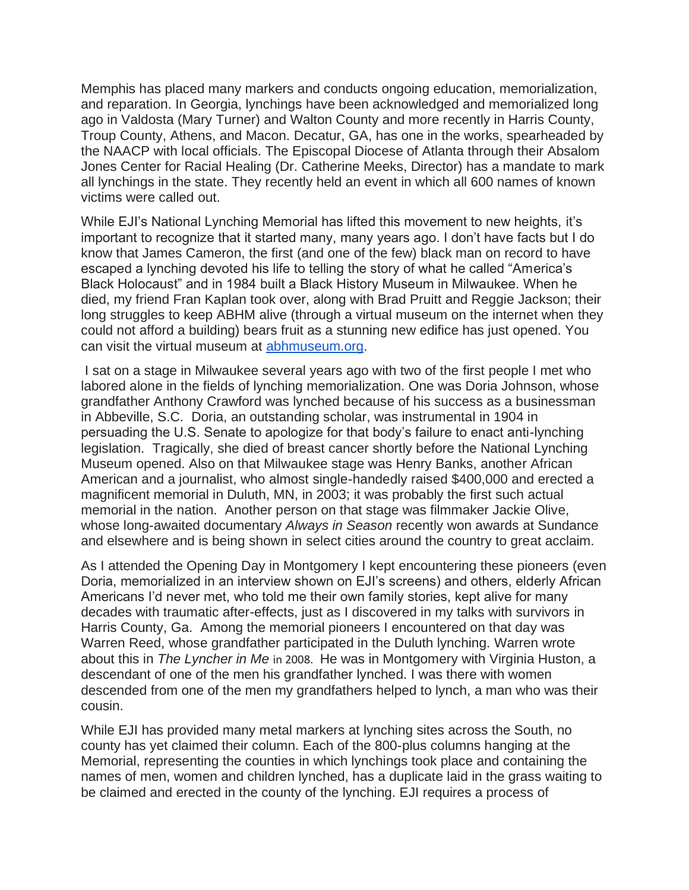Memphis has placed many markers and conducts ongoing education, memorialization, and reparation. In Georgia, lynchings have been acknowledged and memorialized long ago in Valdosta (Mary Turner) and Walton County and more recently in Harris County, Troup County, Athens, and Macon. Decatur, GA, has one in the works, spearheaded by the NAACP with local officials. The Episcopal Diocese of Atlanta through their Absalom Jones Center for Racial Healing (Dr. Catherine Meeks, Director) has a mandate to mark all lynchings in the state. They recently held an event in which all 600 names of known victims were called out.

While EJI's National Lynching Memorial has lifted this movement to new heights, it's important to recognize that it started many, many years ago. I don't have facts but I do know that James Cameron, the first (and one of the few) black man on record to have escaped a lynching devoted his life to telling the story of what he called "America's Black Holocaust" and in 1984 built a Black History Museum in Milwaukee. When he died, my friend Fran Kaplan took over, along with Brad Pruitt and Reggie Jackson; their long struggles to keep ABHM alive (through a virtual museum on the internet when they could not afford a building) bears fruit as a stunning new edifice has just opened. You can visit the virtual museum at [abhmuseum.org](abhmuseum.org).

I sat on a stage in Milwaukee several years ago with two of the first people I met who labored alone in the fields of lynching memorialization. One was Doria Johnson, whose grandfather Anthony Crawford was lynched because of his success as a businessman in Abbeville, S.C. Doria, an outstanding scholar, was instrumental in 1904 in persuading the U.S. Senate to apologize for that body's failure to enact anti-lynching legislation. Tragically, she died of breast cancer shortly before the National Lynching Museum opened. Also on that Milwaukee stage was Henry Banks, another African American and a journalist, who almost single-handedly raised $400,000 and erected a magnificent memorial in Duluth, MN, in 2003; it was probably the first such actual memorial in the nation. Another person on that stage was filmmaker Jackie Olive, whose long-awaited documentary *Always in Season* recently won awards at Sundance and elsewhere and is being shown in select cities around the country to great acclaim.

As I attended the Opening Day in Montgomery I kept encountering these pioneers (even Doria, memorialized in an interview shown on EJI's screens) and others, elderly African Americans I'd never met, who told me their own family stories, kept alive for many decades with traumatic after-effects, just as I discovered in my talks with survivors in Harris County, Ga. Among the memorial pioneers I encountered on that day was Warren Reed, whose grandfather participated in the Duluth lynching. Warren wrote about this in *The Lyncher in Me* in 2008. He was in Montgomery with Virginia Huston, a descendant of one of the men his grandfather lynched. I was there with women descended from one of the men my grandfathers helped to lynch, a man who was their cousin.

While EJI has provided many metal markers at lynching sites across the South, no county has yet claimed their column. Each of the 800-plus columns hanging at the Memorial, representing the counties in which lynchings took place and containing the names of men, women and children lynched, has a duplicate laid in the grass waiting to be claimed and erected in the county of the lynching. EJI requires a process of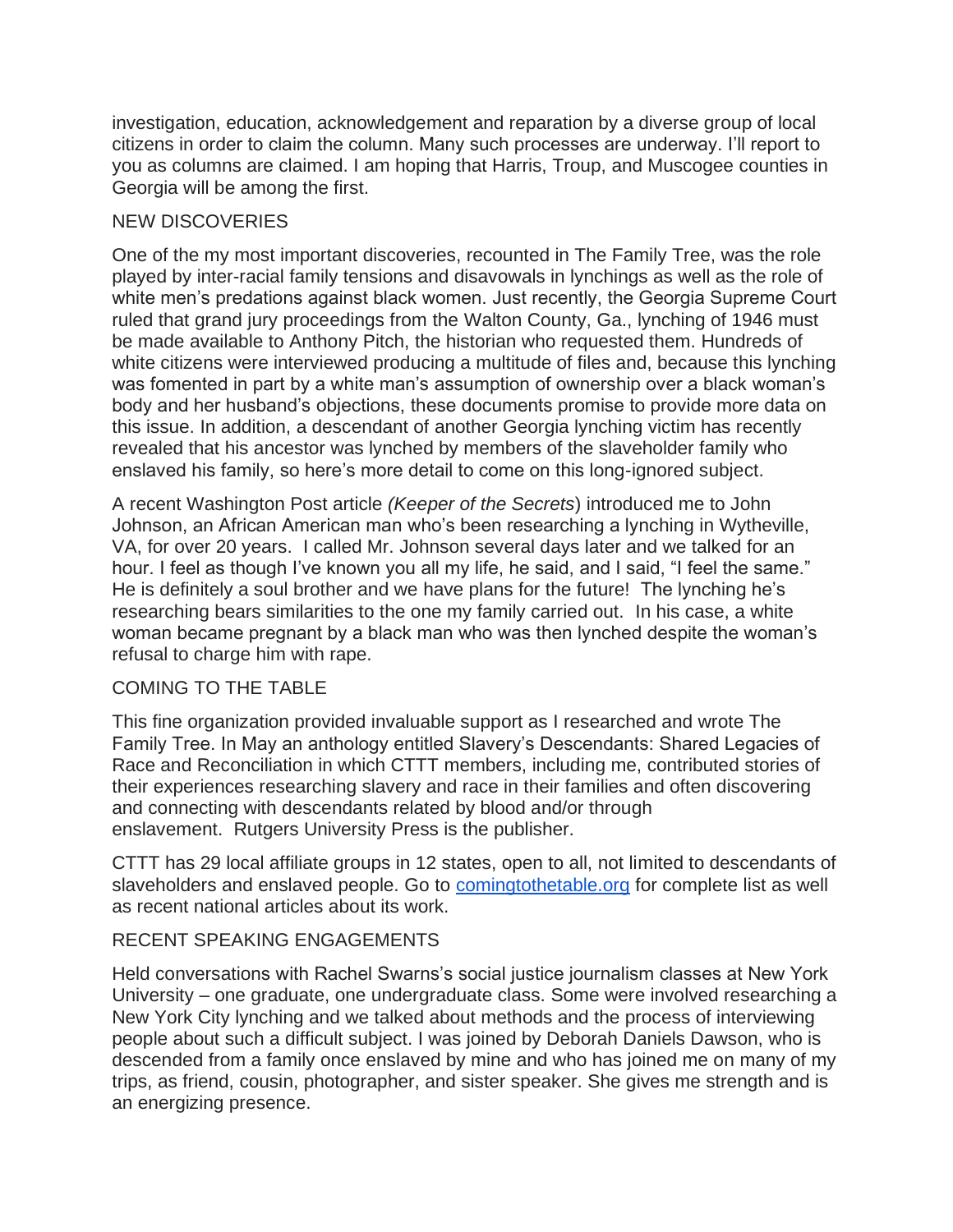investigation, education, acknowledgement and reparation by a diverse group of local citizens in order to claim the column. Many such processes are underway. I'll report to you as columns are claimed. I am hoping that Harris, Troup, and Muscogee counties in Georgia will be among the first.

## NEW DISCOVERIES

One of the my most important discoveries, recounted in The Family Tree, was the role played by inter-racial family tensions and disavowals in lynchings as well as the role of white men's predations against black women. Just recently, the Georgia Supreme Court ruled that grand jury proceedings from the Walton County, Ga., lynching of 1946 must be made available to Anthony Pitch, the historian who requested them. Hundreds of white citizens were interviewed producing a multitude of files and, because this lynching was fomented in part by a white man's assumption of ownership over a black woman's body and her husband's objections, these documents promise to provide more data on this issue. In addition, a descendant of another Georgia lynching victim has recently revealed that his ancestor was lynched by members of the slaveholder family who enslaved his family, so here's more detail to come on this long-ignored subject.

A recent Washington Post article *(Keeper of the Secrets*) introduced me to John Johnson, an African American man who's been researching a lynching in Wytheville, VA, for over 20 years. I called Mr. Johnson several days later and we talked for an hour. I feel as though I've known you all my life, he said, and I said, "I feel the same." He is definitely a soul brother and we have plans for the future! The lynching he's researching bears similarities to the one my family carried out. In his case, a white woman became pregnant by a black man who was then lynched despite the woman's refusal to charge him with rape.

## COMING TO THE TABLE

This fine organization provided invaluable support as I researched and wrote The Family Tree. In May an anthology entitled Slavery's Descendants: Shared Legacies of Race and Reconciliation in which CTTT members, including me, contributed stories of their experiences researching slavery and race in their families and often discovering and connecting with descendants related by blood and/or through enslavement. Rutgers University Press is the publisher.

CTTT has 29 local affiliate groups in 12 states, open to all, not limited to descendants of slaveholders and enslaved people. Go to [comingtothetable.org](http://comingtothetable.org) for complete list as well as recent national articles about its work.

## RECENT SPEAKING ENGAGEMENTS

Held conversations with Rachel Swarns's social justice journalism classes at New York University – one graduate, one undergraduate class. Some were involved researching a New York City lynching and we talked about methods and the process of interviewing people about such a difficult subject. I was joined by Deborah Daniels Dawson, who is descended from a family once enslaved by mine and who has joined me on many of my trips, as friend, cousin, photographer, and sister speaker. She gives me strength and is an energizing presence.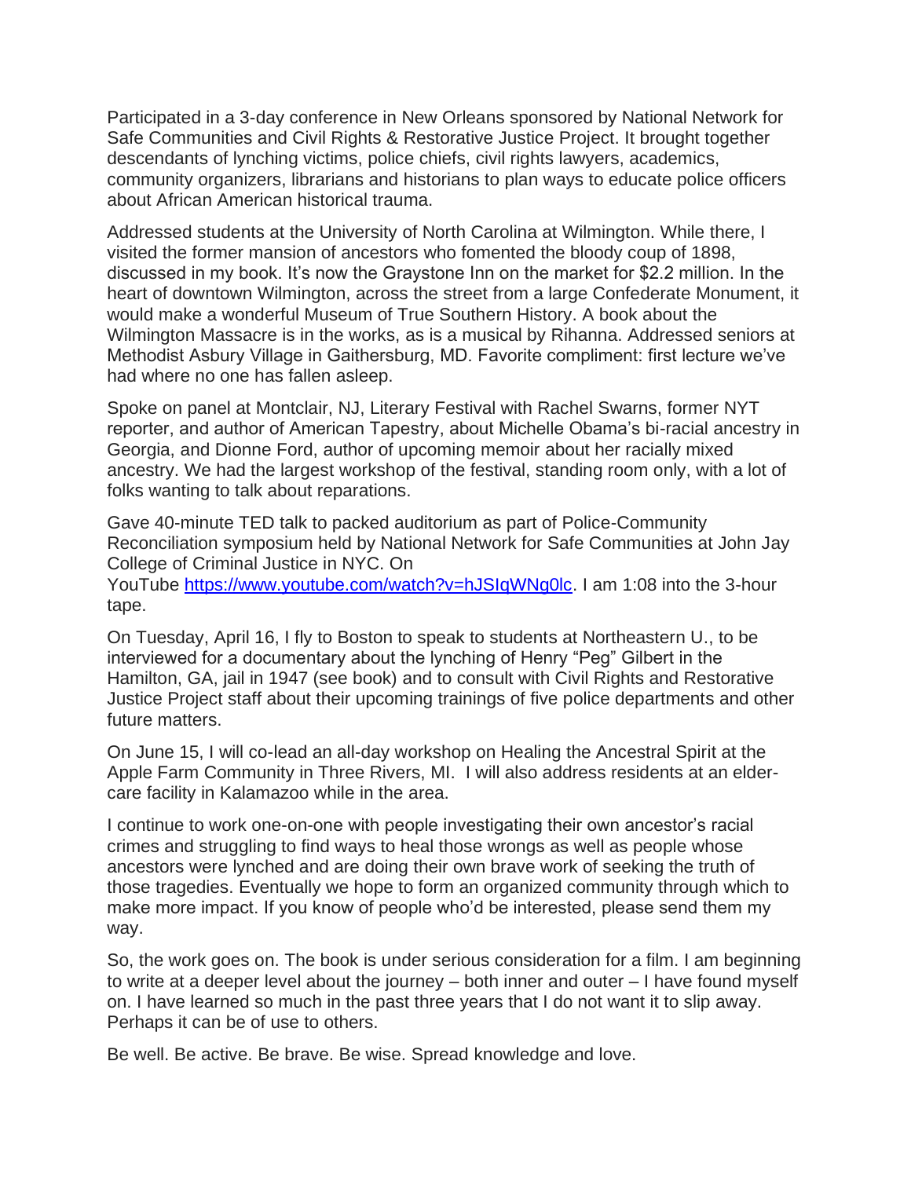Participated in a 3-day conference in New Orleans sponsored by National Network for Safe Communities and Civil Rights & Restorative Justice Project. It brought together descendants of lynching victims, police chiefs, civil rights lawyers, academics, community organizers, librarians and historians to plan ways to educate police officers about African American historical trauma.

Addressed students at the University of North Carolina at Wilmington. While there, I visited the former mansion of ancestors who fomented the bloody coup of 1898, discussed in my book. It's now the Graystone Inn on the market for $2.2 million. In the heart of downtown Wilmington, across the street from a large Confederate Monument, it would make a wonderful Museum of True Southern History. A book about the Wilmington Massacre is in the works, as is a musical by Rihanna. Addressed seniors at Methodist Asbury Village in Gaithersburg, MD. Favorite compliment: first lecture we've had where no one has fallen asleep.

Spoke on panel at Montclair, NJ, Literary Festival with Rachel Swarns, former NYT reporter, and author of American Tapestry, about Michelle Obama's bi-racial ancestry in Georgia, and Dionne Ford, author of upcoming memoir about her racially mixed ancestry. We had the largest workshop of the festival, standing room only, with a lot of folks wanting to talk about reparations.

Gave 40-minute TED talk to packed auditorium as part of Police-Community Reconciliation symposium held by National Network for Safe Communities at John Jay College of Criminal Justice in NYC. On YouTube [https://www.youtube.com/watch?v=hJSIqWNg0lc](https://www.youtube.com/watch?v=hJSIqWNg0lc). I am 1:08 into the 3-hour tape.

On Tuesday, April 16, I fly to Boston to speak to students at Northeastern U., to be interviewed for a documentary about the lynching of Henry "Peg" Gilbert in the Hamilton, GA, jail in 1947 (see book) and to consult with Civil Rights and Restorative Justice Project staff about their upcoming trainings of five police departments and other future matters.

On June 15, I will co-lead an all-day workshop on Healing the Ancestral Spirit at the Apple Farm Community in Three Rivers, MI. I will also address residents at an elder-care facility in Kalamazoo while in the area.

I continue to work one-on-one with people investigating their own ancestor's racial crimes and struggling to find ways to heal those wrongs as well as people whose ancestors were lynched and are doing their own brave work of seeking the truth of those tragedies. Eventually we hope to form an organized community through which to make more impact. If you know of people who'd be interested, please send them my way.

So, the work goes on. The book is under serious consideration for a film. I am beginning to write at a deeper level about the journey – both inner and outer – I have found myself on. I have learned so much in the past three years that I do not want it to slip away. Perhaps it can be of use to others.

Be well. Be active. Be brave. Be wise. Spread knowledge and love.